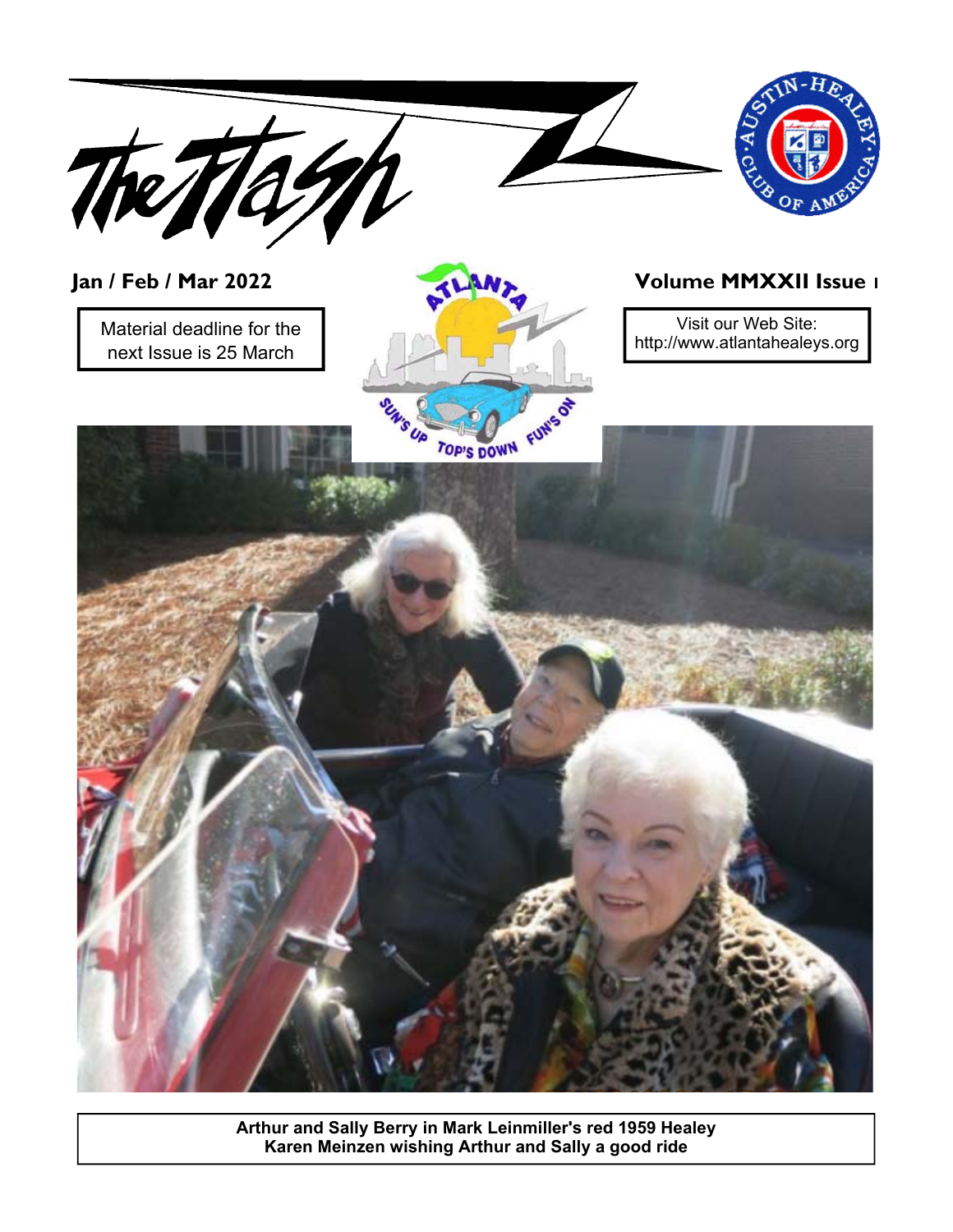# The Flash

**Jan / Feb / Mar 2022**

**Volume MMXXII Issue 1**

Material deadline for the next Issue is 25 March

Visit our Web Site: http://www.atlantahealeys.org

**Arthur and Sally Berry in Mark Leinmiller's red 1959 Healey**
**Karen Meinzen wishing Arthur and Sally a good ride**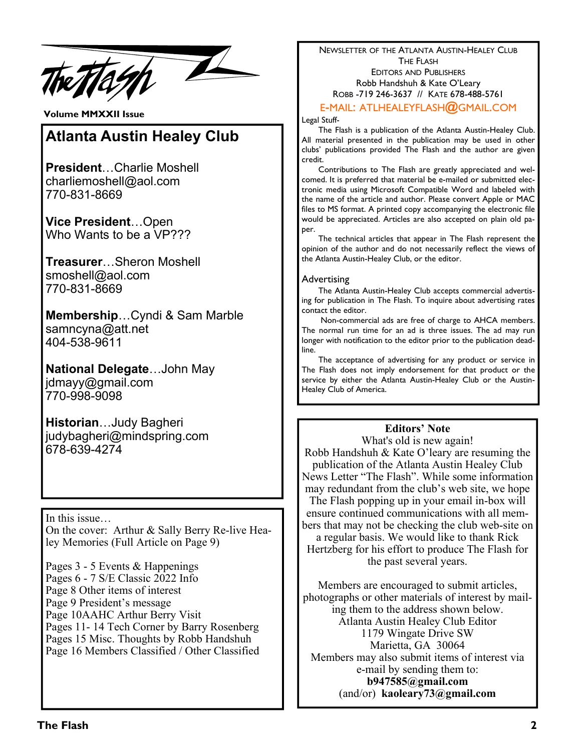# The Flash

**Volume MMXXII Issue**

## Atlanta Austin Healey Club

**President**…Charlie Moshell
charliemoshell@aol.com
770-831-8669

**Vice President**…Open
Who Wants to be a VP???

**Treasurer**…Sheron Moshell
smoshell@aol.com
770-831-8669

**Membership**…Cyndi & Sam Marble
samncyna@att.net
404-538-9611

**National Delegate**…John May
jdmayy@gmail.com
770-998-9098

**Historian**…Judy Bagheri
judybagheri@mindspring.com
678-639-4274

In this issue…
On the cover: Arthur & Sally Berry Re-live Healey Memories (Full Article on Page 9)

Pages 3 - 5 Events & Happenings
Pages 6 - 7 S/E Classic 2022 Info
Page 8 Other items of interest
Page 9 President's message
Page 10AAHC Arthur Berry Visit
Pages 11- 14 Tech Corner by Barry Rosenberg
Pages 15 Misc. Thoughts by Robb Handshuh
Page 16 Members Classified / Other Classified

NEWSLETTER OF THE ATLANTA AUSTIN-HEALEY CLUB
THE FLASH
EDITORS AND PUBLISHERS
Robb Handshuh & Kate O'Leary
ROBB -719 246-3637 // KATE 678-488-5761

E-MAIL: ATLHEALEYFLASH@GMAIL.COM

Legal Stuff-

The Flash is a publication of the Atlanta Austin-Healey Club. All material presented in the publication may be used in other clubs' publications provided The Flash and the author are given credit.

Contributions to The Flash are greatly appreciated and welcomed. It is preferred that material be e-mailed or submitted electronic media using Microsoft Compatible Word and labeled with the name of the article and author. Please convert Apple or MAC files to MS format. A printed copy accompanying the electronic file would be appreciated. Articles are also accepted on plain old paper.

The technical articles that appear in The Flash represent the opinion of the author and do not necessarily reflect the views of the Atlanta Austin-Healey Club, or the editor.

Advertising

The Atlanta Austin-Healey Club accepts commercial advertising for publication in The Flash. To inquire about advertising rates contact the editor.

Non-commercial ads are free of charge to AHCA members. The normal run time for an ad is three issues. The ad may run longer with notification to the editor prior to the publication deadline.

The acceptance of advertising for any product or service in The Flash does not imply endorsement for that product or the service by either the Atlanta Austin-Healey Club or the Austin-Healey Club of America.

**Editors' Note**

What's old is new again!
Robb Handshuh & Kate O'leary are resuming the publication of the Atlanta Austin Healey Club News Letter "The Flash". While some information may redundant from the club's web site, we hope The Flash popping up in your email in-box will ensure continued communications with all members that may not be checking the club web-site on a regular basis. We would like to thank Rick Hertzberg for his effort to produce The Flash for the past several years.

Members are encouraged to submit articles, photographs or other materials of interest by mailing them to the address shown below.
Atlanta Austin Healey Club Editor
1179 Wingate Drive SW
Marietta, GA 30064
Members may also submit items of interest via e-mail by sending them to:
**b947585@gmail.com**
(and/or) **kaoleary73@gmail.com**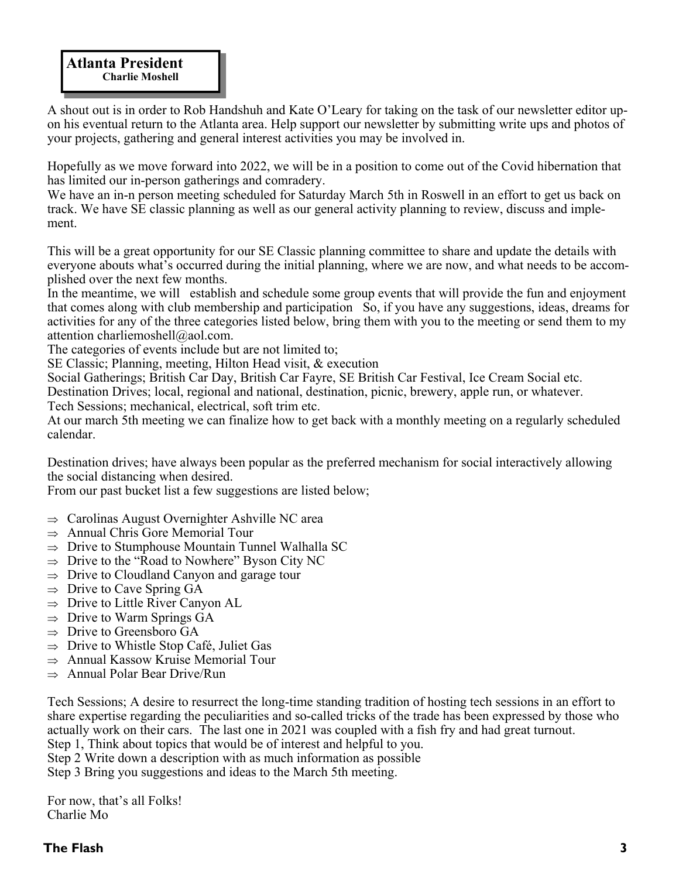## Atlanta President
**Charlie Moshell**

A shout out is in order to Rob Handshuh and Kate O'Leary for taking on the task of our newsletter editor upon his eventual return to the Atlanta area. Help support our newsletter by submitting write ups and photos of your projects, gathering and general interest activities you may be involved in.

Hopefully as we move forward into 2022, we will be in a position to come out of the Covid hibernation that has limited our in-person gatherings and comradery.
We have an in-n person meeting scheduled for Saturday March 5th in Roswell in an effort to get us back on track. We have SE classic planning as well as our general activity planning to review, discuss and implement.

This will be a great opportunity for our SE Classic planning committee to share and update the details with everyone abouts what's occurred during the initial planning, where we are now, and what needs to be accomplished over the next few months.
In the meantime, we will establish and schedule some group events that will provide the fun and enjoyment that comes along with club membership and participation So, if you have any suggestions, ideas, dreams for activities for any of the three categories listed below, bring them with you to the meeting or send them to my attention charliemoshell@aol.com.
The categories of events include but are not limited to;
SE Classic; Planning, meeting, Hilton Head visit, & execution
Social Gatherings; British Car Day, British Car Fayre, SE British Car Festival, Ice Cream Social etc.
Destination Drives; local, regional and national, destination, picnic, brewery, apple run, or whatever.
Tech Sessions; mechanical, electrical, soft trim etc.
At our march 5th meeting we can finalize how to get back with a monthly meeting on a regularly scheduled calendar.

Destination drives; have always been popular as the preferred mechanism for social interactively allowing the social distancing when desired.
From our past bucket list a few suggestions are listed below;

- ⇒ Carolinas August Overnighter Ashville NC area
- ⇒ Annual Chris Gore Memorial Tour
- ⇒ Drive to Stumphouse Mountain Tunnel Walhalla SC
- ⇒ Drive to the "Road to Nowhere" Byson City NC
- ⇒ Drive to Cloudland Canyon and garage tour
- ⇒ Drive to Cave Spring GA
- ⇒ Drive to Little River Canyon AL
- ⇒ Drive to Warm Springs GA
- ⇒ Drive to Greensboro GA
- ⇒ Drive to Whistle Stop Café, Juliet Gas
- ⇒ Annual Kassow Kruise Memorial Tour
- ⇒ Annual Polar Bear Drive/Run

Tech Sessions; A desire to resurrect the long-time standing tradition of hosting tech sessions in an effort to share expertise regarding the peculiarities and so-called tricks of the trade has been expressed by those who actually work on their cars. The last one in 2021 was coupled with a fish fry and had great turnout.
Step 1, Think about topics that would be of interest and helpful to you.
Step 2 Write down a description with as much information as possible
Step 3 Bring you suggestions and ideas to the March 5th meeting.

For now, that's all Folks!
Charlie Mo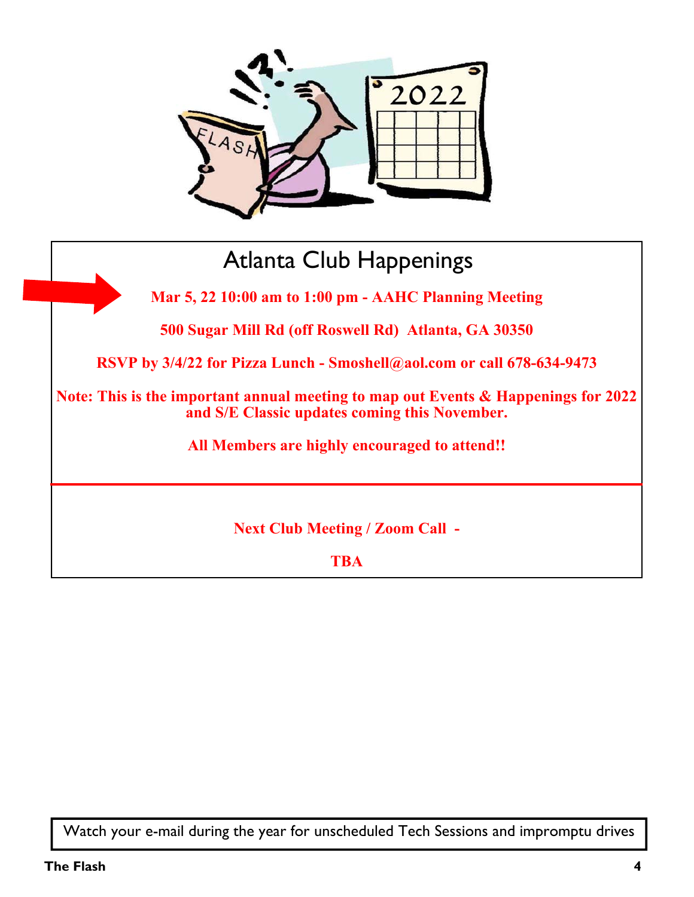# Atlanta Club Happenings

**Mar 5, 22 10:00 am to 1:00 pm - AAHC Planning Meeting**

**500 Sugar Mill Rd (off Roswell Rd) Atlanta, GA 30350**

**RSVP by 3/4/22 for Pizza Lunch - Smoshell@aol.com or call 678-634-9473**

**Note: This is the important annual meeting to map out Events & Happenings for 2022 and S/E Classic updates coming this November.**

**All Members are highly encouraged to attend!!**

---

**Next Club Meeting / Zoom Call -**

**TBA**

Watch your e-mail during the year for unscheduled Tech Sessions and impromptu drives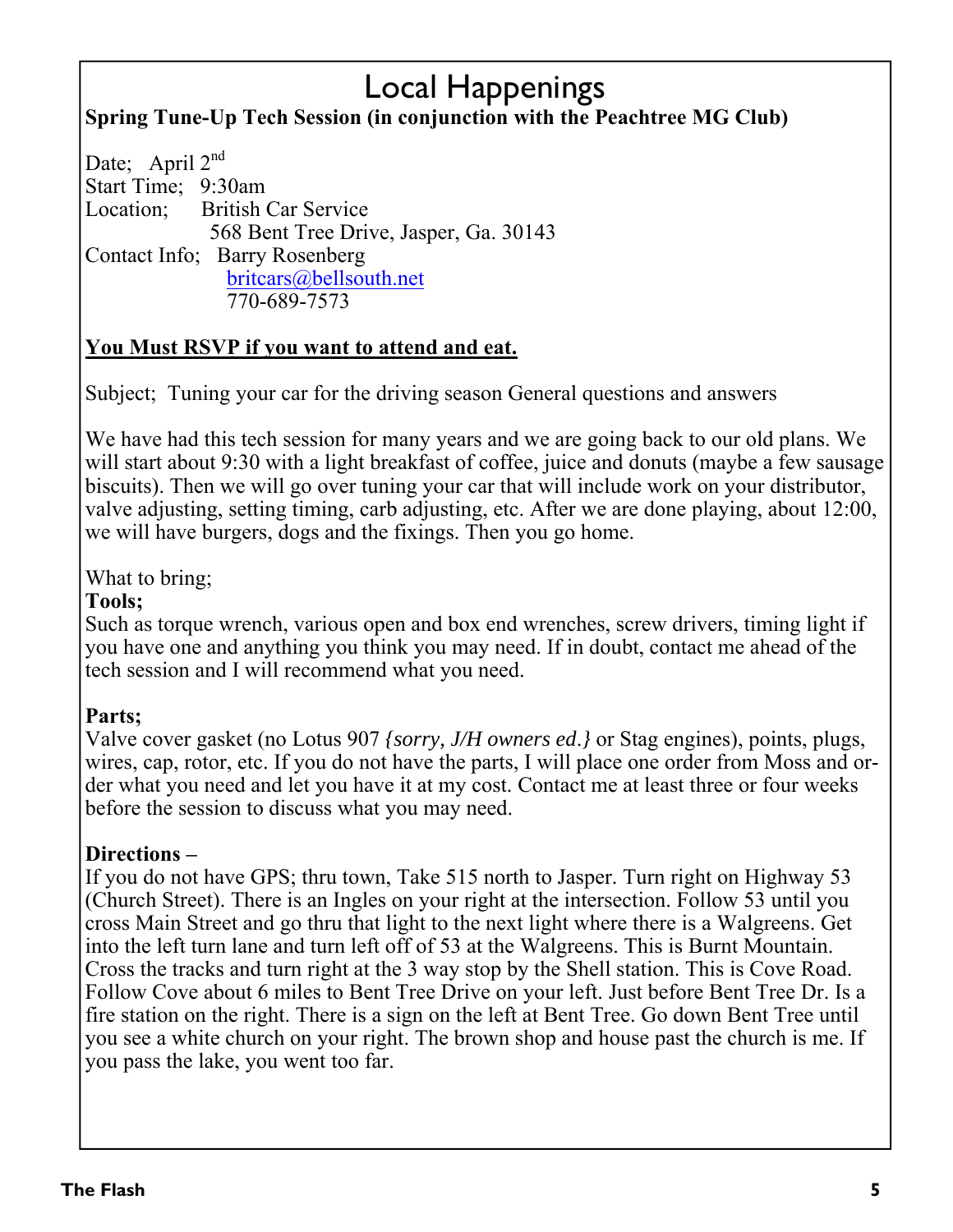# Local Happenings

**Spring Tune-Up Tech Session (in conjunction with the Peachtree MG Club)**

Date; April 2nd
Start Time; 9:30am
Location; British Car Service
568 Bent Tree Drive, Jasper, Ga. 30143
Contact Info; Barry Rosenberg
britcars@bellsouth.net
770-689-7573

**<u>You Must RSVP if you want to attend and eat.</u>**

Subject; Tuning your car for the driving season General questions and answers

We have had this tech session for many years and we are going back to our old plans. We will start about 9:30 with a light breakfast of coffee, juice and donuts (maybe a few sausage biscuits). Then we will go over tuning your car that will include work on your distributor, valve adjusting, setting timing, carb adjusting, etc. After we are done playing, about 12:00, we will have burgers, dogs and the fixings. Then you go home.

What to bring;

**Tools;**
Such as torque wrench, various open and box end wrenches, screw drivers, timing light if you have one and anything you think you may need. If in doubt, contact me ahead of the tech session and I will recommend what you need.

**Parts;**
Valve cover gasket (no Lotus 907 *{sorry, J/H owners ed.}* or Stag engines), points, plugs, wires, cap, rotor, etc. If you do not have the parts, I will place one order from Moss and order what you need and let you have it at my cost. Contact me at least three or four weeks before the session to discuss what you may need.

**Directions –**
If you do not have GPS; thru town, Take 515 north to Jasper. Turn right on Highway 53 (Church Street). There is an Ingles on your right at the intersection. Follow 53 until you cross Main Street and go thru that light to the next light where there is a Walgreens. Get into the left turn lane and turn left off of 53 at the Walgreens. This is Burnt Mountain. Cross the tracks and turn right at the 3 way stop by the Shell station. This is Cove Road. Follow Cove about 6 miles to Bent Tree Drive on your left. Just before Bent Tree Dr. Is a fire station on the right. There is a sign on the left at Bent Tree. Go down Bent Tree until you see a white church on your right. The brown shop and house past the church is me. If you pass the lake, you went too far.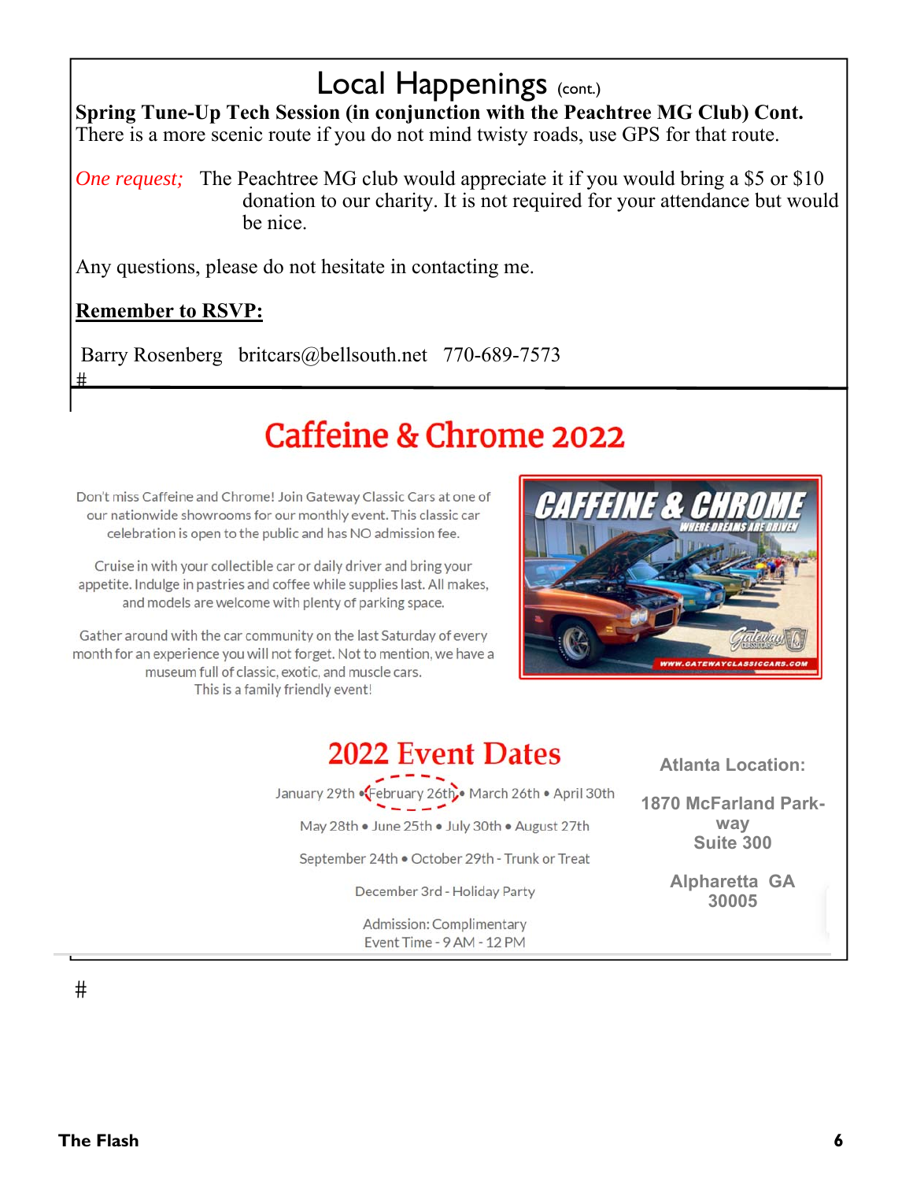## Local Happenings (cont.)

**Spring Tune-Up Tech Session (in conjunction with the Peachtree MG Club) Cont.**
There is a more scenic route if you do not mind twisty roads, use GPS for that route.

*One request;* The Peachtree MG club would appreciate it if you would bring a $5 or $10 donation to our charity. It is not required for your attendance but would be nice.

Any questions, please do not hesitate in contacting me.

**Remember to RSVP:**

Barry Rosenberg britcars@bellsouth.net 770-689-7573

#

# Caffeine & Chrome 2022

Don't miss Caffeine and Chrome! Join Gateway Classic Cars at one of our nationwide showrooms for our monthly event. This classic car celebration is open to the public and has NO admission fee.

Cruise in with your collectible car or daily driver and bring your appetite. Indulge in pastries and coffee while supplies last. All makes, and models are welcome with plenty of parking space.

Gather around with the car community on the last Saturday of every month for an experience you will not forget. Not to mention, we have a museum full of classic, exotic, and muscle cars.
This is a family friendly event!

CAFFEINE & CHROME
WHERE DREAMS ARE DRIVEN
Gateway Classic Cars
WWW.GATEWAYCLASSICCARS.COM

## 2022 Event Dates

January 29th • February 26th • March 26th • April 30th

May 28th • June 25th • July 30th • August 27th

September 24th • October 29th - Trunk or Treat

December 3rd - Holiday Party

Admission: Complimentary
Event Time - 9 AM - 12 PM

**Atlanta Location:**

**1870 McFarland Parkway**
**Suite 300**

**Alpharetta GA**
**30005**

#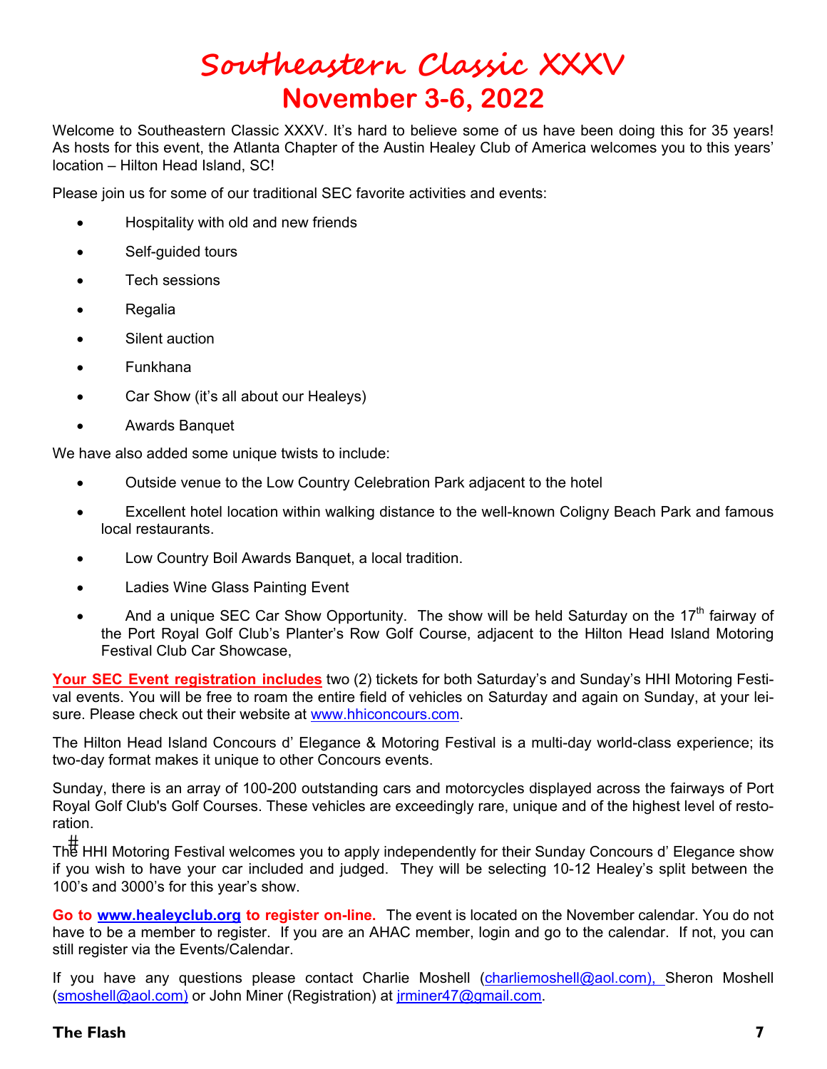# Southeastern Classic XXXV

## November 3-6, 2022

Welcome to Southeastern Classic XXXV. It's hard to believe some of us have been doing this for 35 years! As hosts for this event, the Atlanta Chapter of the Austin Healey Club of America welcomes you to this years' location – Hilton Head Island, SC!

Please join us for some of our traditional SEC favorite activities and events:

- Hospitality with old and new friends
- Self-guided tours
- Tech sessions
- Regalia
- Silent auction
- Funkhana
- Car Show (it's all about our Healeys)
- Awards Banquet

We have also added some unique twists to include:

- Outside venue to the Low Country Celebration Park adjacent to the hotel
- Excellent hotel location within walking distance to the well-known Coligny Beach Park and famous local restaurants.
- Low Country Boil Awards Banquet, a local tradition.
- Ladies Wine Glass Painting Event
- And a unique SEC Car Show Opportunity. The show will be held Saturday on the 17th fairway of the Port Royal Golf Club's Planter's Row Golf Course, adjacent to the Hilton Head Island Motoring Festival Club Car Showcase,

**Your SEC Event registration includes** two (2) tickets for both Saturday's and Sunday's HHI Motoring Festival events. You will be free to roam the entire field of vehicles on Saturday and again on Sunday, at your leisure. Please check out their website at www.hhiconcours.com.

The Hilton Head Island Concours d' Elegance & Motoring Festival is a multi-day world-class experience; its two-day format makes it unique to other Concours events.

Sunday, there is an array of 100-200 outstanding cars and motorcycles displayed across the fairways of Port Royal Golf Club's Golf Courses. These vehicles are exceedingly rare, unique and of the highest level of restoration.

The HHI Motoring Festival welcomes you to apply independently for their Sunday Concours d' Elegance show if you wish to have your car included and judged. They will be selecting 10-12 Healey's split between the 100's and 3000's for this year's show.

**Go to www.healeyclub.org to register on-line.** The event is located on the November calendar. You do not have to be a member to register. If you are an AHAC member, login and go to the calendar. If not, you can still register via the Events/Calendar.

If you have any questions please contact Charlie Moshell (charliemoshell@aol.com), Sheron Moshell (smoshell@aol.com) or John Miner (Registration) at jrminer47@gmail.com.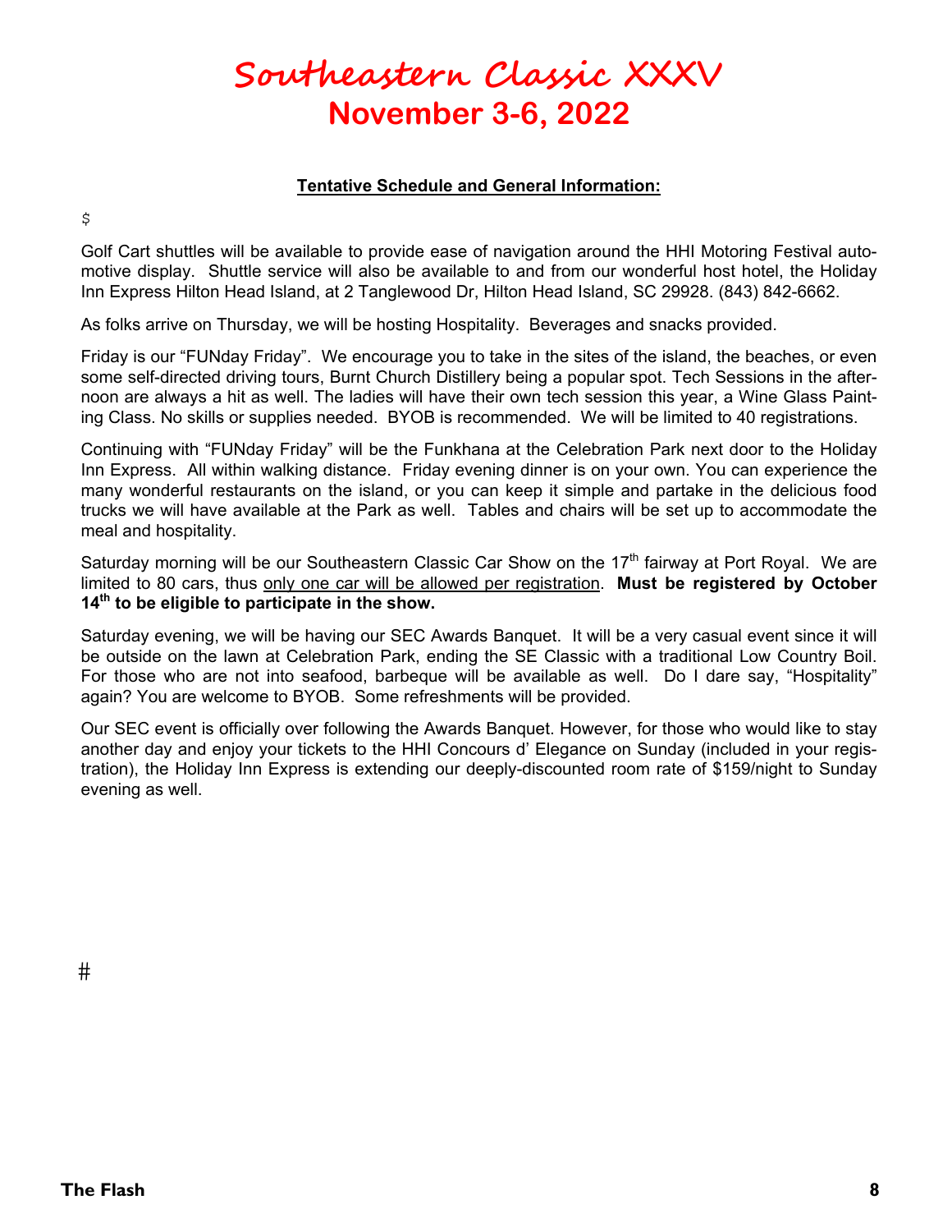# Southeastern Classic XXXV

## November 3-6, 2022

**Tentative Schedule and General Information:**

$

Golf Cart shuttles will be available to provide ease of navigation around the HHI Motoring Festival automotive display. Shuttle service will also be available to and from our wonderful host hotel, the Holiday Inn Express Hilton Head Island, at 2 Tanglewood Dr, Hilton Head Island, SC 29928. (843) 842-6662.

As folks arrive on Thursday, we will be hosting Hospitality. Beverages and snacks provided.

Friday is our "FUNday Friday". We encourage you to take in the sites of the island, the beaches, or even some self-directed driving tours, Burnt Church Distillery being a popular spot. Tech Sessions in the afternoon are always a hit as well. The ladies will have their own tech session this year, a Wine Glass Painting Class. No skills or supplies needed. BYOB is recommended. We will be limited to 40 registrations.

Continuing with "FUNday Friday" will be the Funkhana at the Celebration Park next door to the Holiday Inn Express. All within walking distance. Friday evening dinner is on your own. You can experience the many wonderful restaurants on the island, or you can keep it simple and partake in the delicious food trucks we will have available at the Park as well. Tables and chairs will be set up to accommodate the meal and hospitality.

Saturday morning will be our Southeastern Classic Car Show on the 17th fairway at Port Royal. We are limited to 80 cars, thus only one car will be allowed per registration. **Must be registered by October 14th to be eligible to participate in the show.**

Saturday evening, we will be having our SEC Awards Banquet. It will be a very casual event since it will be outside on the lawn at Celebration Park, ending the SE Classic with a traditional Low Country Boil. For those who are not into seafood, barbeque will be available as well. Do I dare say, "Hospitality" again? You are welcome to BYOB. Some refreshments will be provided.

Our SEC event is officially over following the Awards Banquet. However, for those who would like to stay another day and enjoy your tickets to the HHI Concours d' Elegance on Sunday (included in your registration), the Holiday Inn Express is extending our deeply-discounted room rate of $159/night to Sunday evening as well.

#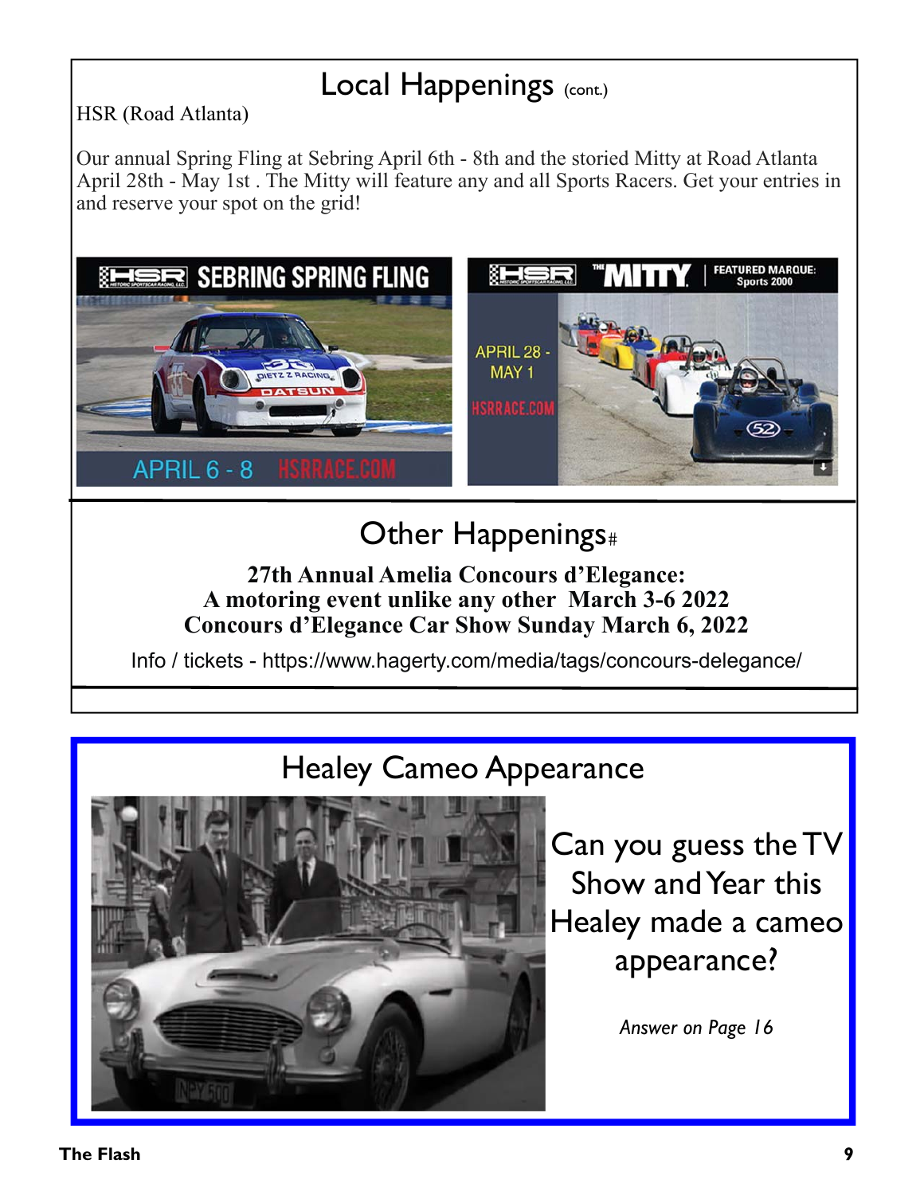## Local Happenings (cont.)

HSR (Road Atlanta)

Our annual Spring Fling at Sebring April 6th - 8th and the storied Mitty at Road Atlanta April 28th - May 1st . The Mitty will feature any and all Sports Racers. Get your entries in and reserve your spot on the grid!

## Other Happenings#

**27th Annual Amelia Concours d'Elegance:**
**A motoring event unlike any other March 3-6 2022**
**Concours d'Elegance Car Show Sunday March 6, 2022**

Info / tickets - https://www.hagerty.com/media/tags/concours-delegance/

## Healey Cameo Appearance

Can you guess the TV Show and Year this Healey made a cameo appearance?

*Answer on Page 16*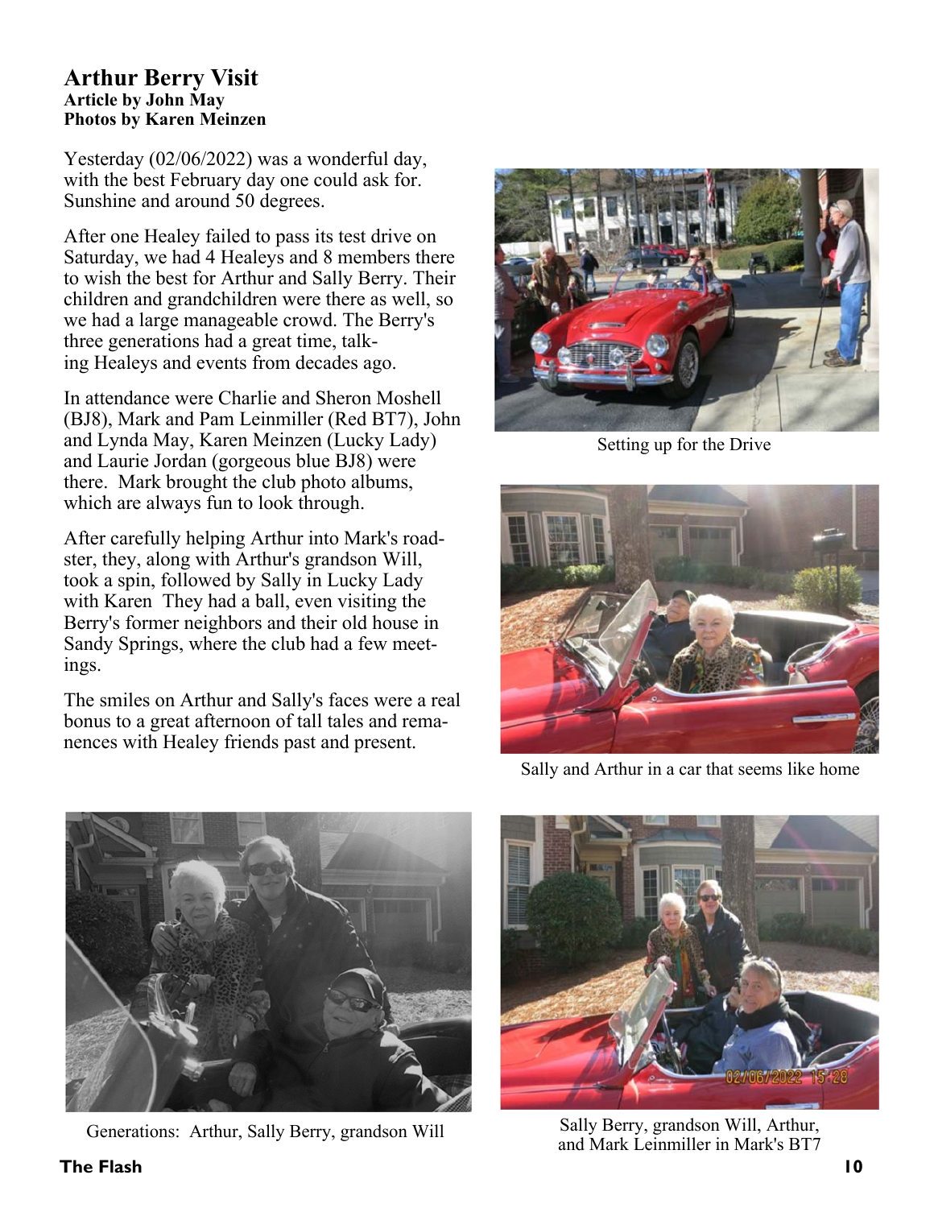# Arthur Berry Visit

**Article by John May**
**Photos by Karen Meinzen**

Yesterday (02/06/2022) was a wonderful day, with the best February day one could ask for. Sunshine and around 50 degrees.

After one Healey failed to pass its test drive on Saturday, we had 4 Healeys and 8 members there to wish the best for Arthur and Sally Berry. Their children and grandchildren were there as well, so we had a large manageable crowd. The Berry's three generations had a great time, talking Healeys and events from decades ago.

In attendance were Charlie and Sheron Moshell (BJ8), Mark and Pam Leinmiller (Red BT7), John and Lynda May, Karen Meinzen (Lucky Lady) and Laurie Jordan (gorgeous blue BJ8) were there. Mark brought the club photo albums, which are always fun to look through.

After carefully helping Arthur into Mark's roadster, they, along with Arthur's grandson Will, took a spin, followed by Sally in Lucky Lady with Karen They had a ball, even visiting the Berry's former neighbors and their old house in Sandy Springs, where the club had a few meetings.

The smiles on Arthur and Sally's faces were a real bonus to a great afternoon of tall tales and remanences with Healey friends past and present.

Setting up for the Drive

Sally and Arthur in a car that seems like home

Generations: Arthur, Sally Berry, grandson Will

Sally Berry, grandson Will, Arthur, and Mark Leinmiller in Mark's BT7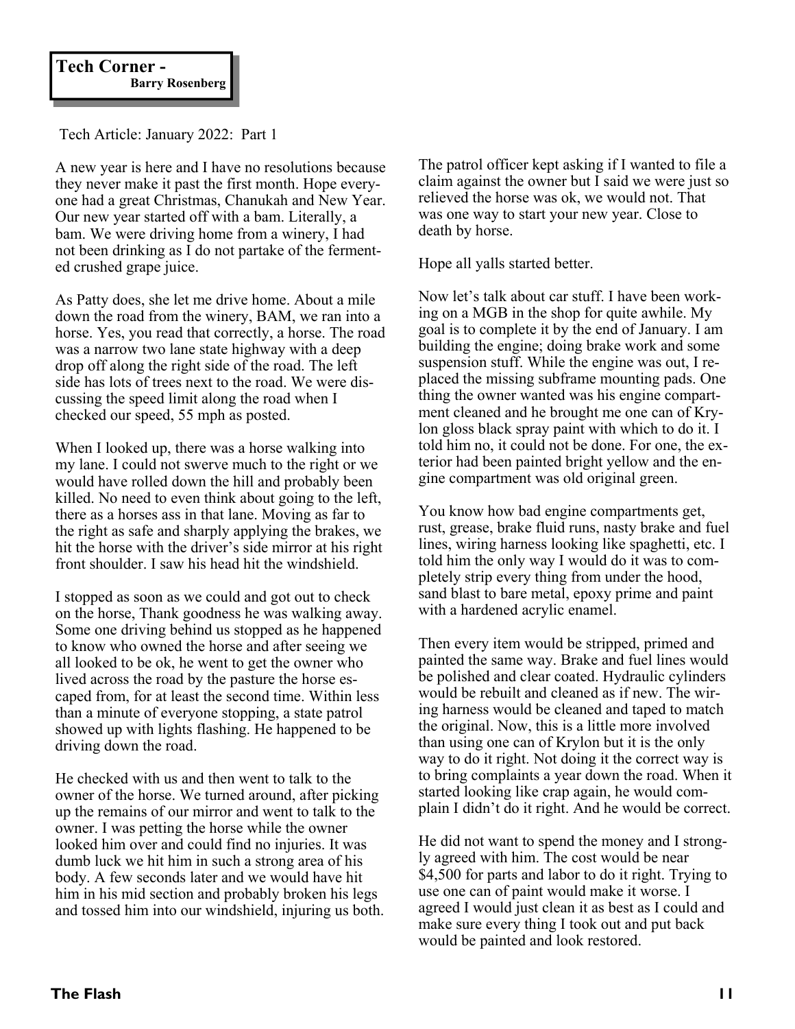**Tech Corner -**
**Barry Rosenberg**

Tech Article: January 2022: Part 1

A new year is here and I have no resolutions because they never make it past the first month. Hope everyone had a great Christmas, Chanukah and New Year. Our new year started off with a bam. Literally, a bam. We were driving home from a winery, I had not been drinking as I do not partake of the fermented crushed grape juice.

As Patty does, she let me drive home. About a mile down the road from the winery, BAM, we ran into a horse. Yes, you read that correctly, a horse. The road was a narrow two lane state highway with a deep drop off along the right side of the road. The left side has lots of trees next to the road. We were discussing the speed limit along the road when I checked our speed, 55 mph as posted.

When I looked up, there was a horse walking into my lane. I could not swerve much to the right or we would have rolled down the hill and probably been killed. No need to even think about going to the left, there as a horses ass in that lane. Moving as far to the right as safe and sharply applying the brakes, we hit the horse with the driver's side mirror at his right front shoulder. I saw his head hit the windshield.

I stopped as soon as we could and got out to check on the horse, Thank goodness he was walking away. Some one driving behind us stopped as he happened to know who owned the horse and after seeing we all looked to be ok, he went to get the owner who lived across the road by the pasture the horse escaped from, for at least the second time. Within less than a minute of everyone stopping, a state patrol showed up with lights flashing. He happened to be driving down the road.

He checked with us and then went to talk to the owner of the horse. We turned around, after picking up the remains of our mirror and went to talk to the owner. I was petting the horse while the owner looked him over and could find no injuries. It was dumb luck we hit him in such a strong area of his body. A few seconds later and we would have hit him in his mid section and probably broken his legs and tossed him into our windshield, injuring us both.

The patrol officer kept asking if I wanted to file a claim against the owner but I said we were just so relieved the horse was ok, we would not. That was one way to start your new year. Close to death by horse.

Hope all yalls started better.

Now let's talk about car stuff. I have been working on a MGB in the shop for quite awhile. My goal is to complete it by the end of January. I am building the engine; doing brake work and some suspension stuff. While the engine was out, I replaced the missing subframe mounting pads. One thing the owner wanted was his engine compartment cleaned and he brought me one can of Krylon gloss black spray paint with which to do it. I told him no, it could not be done. For one, the exterior had been painted bright yellow and the engine compartment was old original green.

You know how bad engine compartments get, rust, grease, brake fluid runs, nasty brake and fuel lines, wiring harness looking like spaghetti, etc. I told him the only way I would do it was to completely strip every thing from under the hood, sand blast to bare metal, epoxy prime and paint with a hardened acrylic enamel.

Then every item would be stripped, primed and painted the same way. Brake and fuel lines would be polished and clear coated. Hydraulic cylinders would be rebuilt and cleaned as if new. The wiring harness would be cleaned and taped to match the original. Now, this is a little more involved than using one can of Krylon but it is the only way to do it right. Not doing it the correct way is to bring complaints a year down the road. When it started looking like crap again, he would complain I didn't do it right. And he would be correct.

He did not want to spend the money and I strongly agreed with him. The cost would be near $4,500 for parts and labor to do it right. Trying to use one can of paint would make it worse. I agreed I would just clean it as best as I could and make sure every thing I took out and put back would be painted and look restored.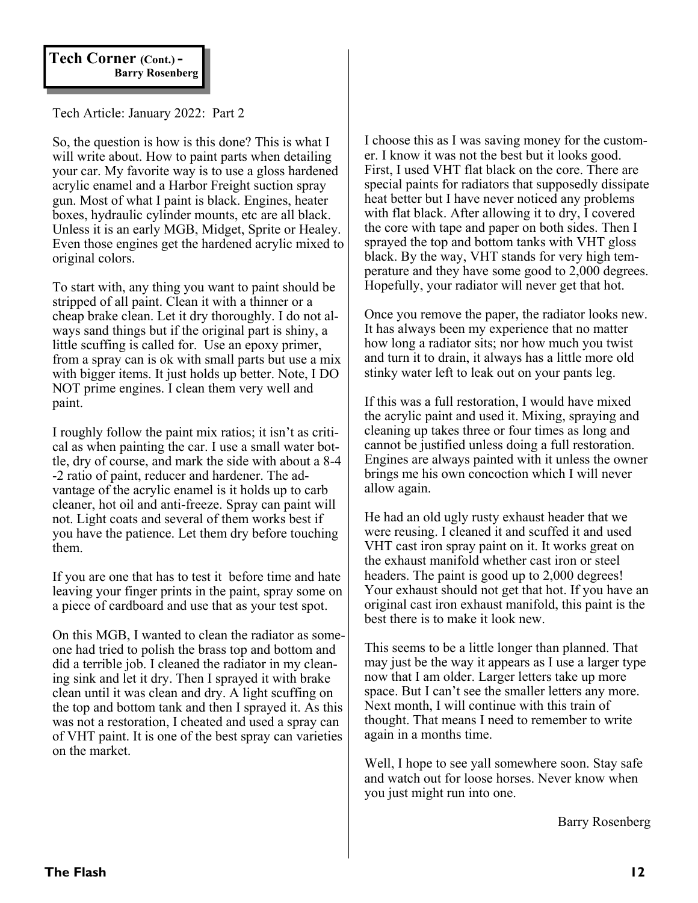## Tech Corner (Cont.) - Barry Rosenberg

Tech Article: January 2022: Part 2

So, the question is how is this done? This is what I will write about. How to paint parts when detailing your car. My favorite way is to use a gloss hardened acrylic enamel and a Harbor Freight suction spray gun. Most of what I paint is black. Engines, heater boxes, hydraulic cylinder mounts, etc are all black. Unless it is an early MGB, Midget, Sprite or Healey. Even those engines get the hardened acrylic mixed to original colors.

To start with, any thing you want to paint should be stripped of all paint. Clean it with a thinner or a cheap brake clean. Let it dry thoroughly. I do not always sand things but if the original part is shiny, a little scuffing is called for. Use an epoxy primer, from a spray can is ok with small parts but use a mix with bigger items. It just holds up better. Note, I DO NOT prime engines. I clean them very well and paint.

I roughly follow the paint mix ratios; it isn't as critical as when painting the car. I use a small water bottle, dry of course, and mark the side with about a 8-4-2 ratio of paint, reducer and hardener. The advantage of the acrylic enamel is it holds up to carb cleaner, hot oil and anti-freeze. Spray can paint will not. Light coats and several of them works best if you have the patience. Let them dry before touching them.

If you are one that has to test it before time and hate leaving your finger prints in the paint, spray some on a piece of cardboard and use that as your test spot.

On this MGB, I wanted to clean the radiator as someone had tried to polish the brass top and bottom and did a terrible job. I cleaned the radiator in my cleaning sink and let it dry. Then I sprayed it with brake clean until it was clean and dry. A light scuffing on the top and bottom tank and then I sprayed it. As this was not a restoration, I cheated and used a spray can of VHT paint. It is one of the best spray can varieties on the market.

I choose this as I was saving money for the customer. I know it was not the best but it looks good. First, I used VHT flat black on the core. There are special paints for radiators that supposedly dissipate heat better but I have never noticed any problems with flat black. After allowing it to dry, I covered the core with tape and paper on both sides. Then I sprayed the top and bottom tanks with VHT gloss black. By the way, VHT stands for very high temperature and they have some good to 2,000 degrees. Hopefully, your radiator will never get that hot.

Once you remove the paper, the radiator looks new. It has always been my experience that no matter how long a radiator sits; nor how much you twist and turn it to drain, it always has a little more old stinky water left to leak out on your pants leg.

If this was a full restoration, I would have mixed the acrylic paint and used it. Mixing, spraying and cleaning up takes three or four times as long and cannot be justified unless doing a full restoration. Engines are always painted with it unless the owner brings me his own concoction which I will never allow again.

He had an old ugly rusty exhaust header that we were reusing. I cleaned it and scuffed it and used VHT cast iron spray paint on it. It works great on the exhaust manifold whether cast iron or steel headers. The paint is good up to 2,000 degrees! Your exhaust should not get that hot. If you have an original cast iron exhaust manifold, this paint is the best there is to make it look new.

This seems to be a little longer than planned. That may just be the way it appears as I use a larger type now that I am older. Larger letters take up more space. But I can't see the smaller letters any more. Next month, I will continue with this train of thought. That means I need to remember to write again in a months time.

Well, I hope to see yall somewhere soon. Stay safe and watch out for loose horses. Never know when you just might run into one.

Barry Rosenberg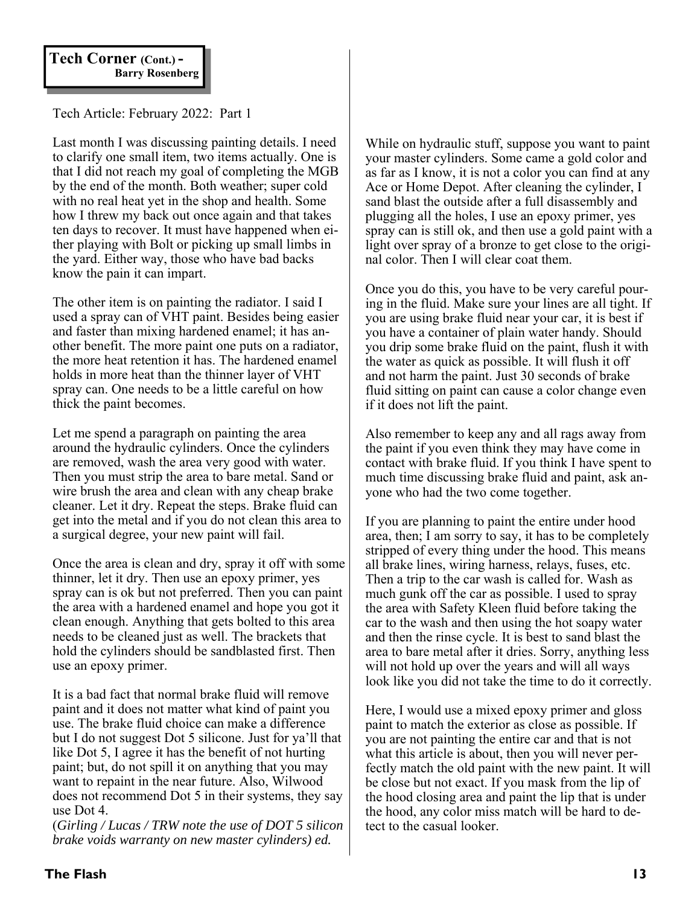## Tech Corner (Cont.) - Barry Rosenberg

Tech Article: February 2022: Part 1

Last month I was discussing painting details. I need to clarify one small item, two items actually. One is that I did not reach my goal of completing the MGB by the end of the month. Both weather; super cold with no real heat yet in the shop and health. Some how I threw my back out once again and that takes ten days to recover. It must have happened when either playing with Bolt or picking up small limbs in the yard. Either way, those who have bad backs know the pain it can impart.

The other item is on painting the radiator. I said I used a spray can of VHT paint. Besides being easier and faster than mixing hardened enamel; it has another benefit. The more paint one puts on a radiator, the more heat retention it has. The hardened enamel holds in more heat than the thinner layer of VHT spray can. One needs to be a little careful on how thick the paint becomes.

Let me spend a paragraph on painting the area around the hydraulic cylinders. Once the cylinders are removed, wash the area very good with water. Then you must strip the area to bare metal. Sand or wire brush the area and clean with any cheap brake cleaner. Let it dry. Repeat the steps. Brake fluid can get into the metal and if you do not clean this area to a surgical degree, your new paint will fail.

Once the area is clean and dry, spray it off with some thinner, let it dry. Then use an epoxy primer, yes spray can is ok but not preferred. Then you can paint the area with a hardened enamel and hope you got it clean enough. Anything that gets bolted to this area needs to be cleaned just as well. The brackets that hold the cylinders should be sandblasted first. Then use an epoxy primer.

It is a bad fact that normal brake fluid will remove paint and it does not matter what kind of paint you use. The brake fluid choice can make a difference but I do not suggest Dot 5 silicone. Just for ya'll that like Dot 5, I agree it has the benefit of not hurting paint; but, do not spill it on anything that you may want to repaint in the near future. Also, Wilwood does not recommend Dot 5 in their systems, they say use Dot 4.
(*Girling / Lucas / TRW note the use of DOT 5 silicon brake voids warranty on new master cylinders) ed.*

While on hydraulic stuff, suppose you want to paint your master cylinders. Some came a gold color and as far as I know, it is not a color you can find at any Ace or Home Depot. After cleaning the cylinder, I sand blast the outside after a full disassembly and plugging all the holes, I use an epoxy primer, yes spray can is still ok, and then use a gold paint with a light over spray of a bronze to get close to the original color. Then I will clear coat them.

Once you do this, you have to be very careful pouring in the fluid. Make sure your lines are all tight. If you are using brake fluid near your car, it is best if you have a container of plain water handy. Should you drip some brake fluid on the paint, flush it with the water as quick as possible. It will flush it off and not harm the paint. Just 30 seconds of brake fluid sitting on paint can cause a color change even if it does not lift the paint.

Also remember to keep any and all rags away from the paint if you even think they may have come in contact with brake fluid. If you think I have spent to much time discussing brake fluid and paint, ask anyone who had the two come together.

If you are planning to paint the entire under hood area, then; I am sorry to say, it has to be completely stripped of every thing under the hood. This means all brake lines, wiring harness, relays, fuses, etc. Then a trip to the car wash is called for. Wash as much gunk off the car as possible. I used to spray the area with Safety Kleen fluid before taking the car to the wash and then using the hot soapy water and then the rinse cycle. It is best to sand blast the area to bare metal after it dries. Sorry, anything less will not hold up over the years and will all ways look like you did not take the time to do it correctly.

Here, I would use a mixed epoxy primer and gloss paint to match the exterior as close as possible. If you are not painting the entire car and that is not what this article is about, then you will never perfectly match the old paint with the new paint. It will be close but not exact. If you mask from the lip of the hood closing area and paint the lip that is under the hood, any color miss match will be hard to detect to the casual looker.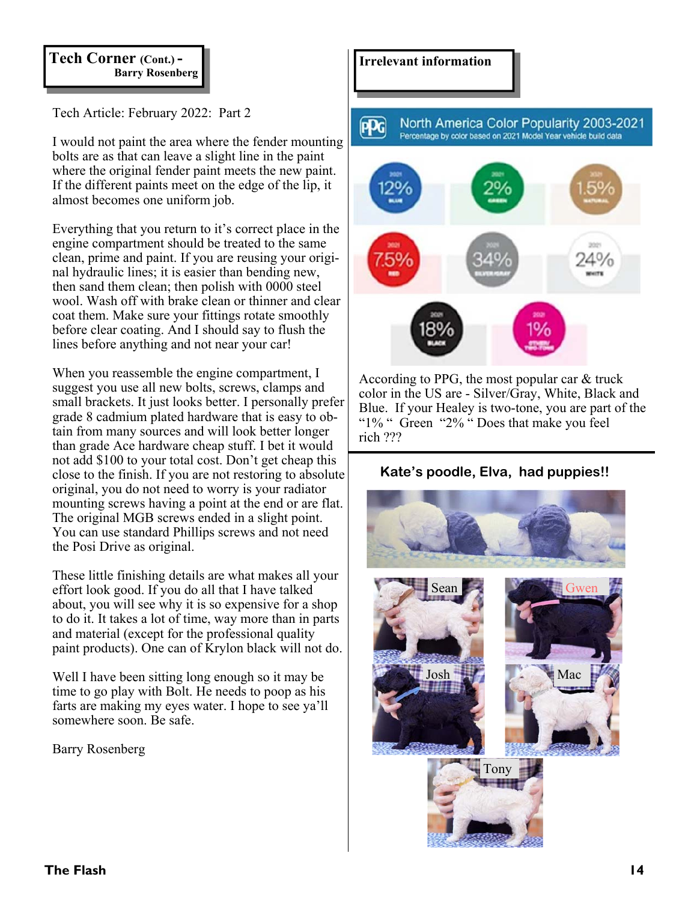## Tech Corner (Cont.) - Barry Rosenberg

Tech Article: February 2022: Part 2

I would not paint the area where the fender mounting bolts are as that can leave a slight line in the paint where the original fender paint meets the new paint. If the different paints meet on the edge of the lip, it almost becomes one uniform job.

Everything that you return to it's correct place in the engine compartment should be treated to the same clean, prime and paint. If you are reusing your original hydraulic lines; it is easier than bending new, then sand them clean; then polish with 0000 steel wool. Wash off with brake clean or thinner and clear coat them. Make sure your fittings rotate smoothly before clear coating. And I should say to flush the lines before anything and not near your car!

When you reassemble the engine compartment, I suggest you use all new bolts, screws, clamps and small brackets. It just looks better. I personally prefer grade 8 cadmium plated hardware that is easy to obtain from many sources and will look better longer than grade Ace hardware cheap stuff. I bet it would not add $100 to your total cost. Don't get cheap this close to the finish. If you are not restoring to absolute original, you do not need to worry is your radiator mounting screws having a point at the end or are flat. The original MGB screws ended in a slight point. You can use standard Phillips screws and not need the Posi Drive as original.

These little finishing details are what makes all your effort look good. If you do all that I have talked about, you will see why it is so expensive for a shop to do it. It takes a lot of time, way more than in parts and material (except for the professional quality paint products). One can of Krylon black will not do.

Well I have been sitting long enough so it may be time to go play with Bolt. He needs to poop as his farts are making my eyes water. I hope to see ya'll somewhere soon. Be safe.

Barry Rosenberg

## Irrelevant information

**North America Color Popularity 2003-2021**
Percentage by color based on 2021 Model Year vehicle build data

| Color | 2021 |
| --- | --- |
| Blue | 12% |
| Green | 2% |
| Natural | 1.5% |
| Red | 7.5% |
| Silver/Gray | 34% |
| White | 24% |
| Black | 18% |
| Other/Two-Tone | 1% |

According to PPG, the most popular car & truck color in the US are - Silver/Gray, White, Black and Blue. If your Healey is two-tone, you are part of the "1% " Green "2% " Does that make you feel rich ???

## Kate's poodle, Elva, had puppies!!

Sean

Gwen

Josh

Mac

Tony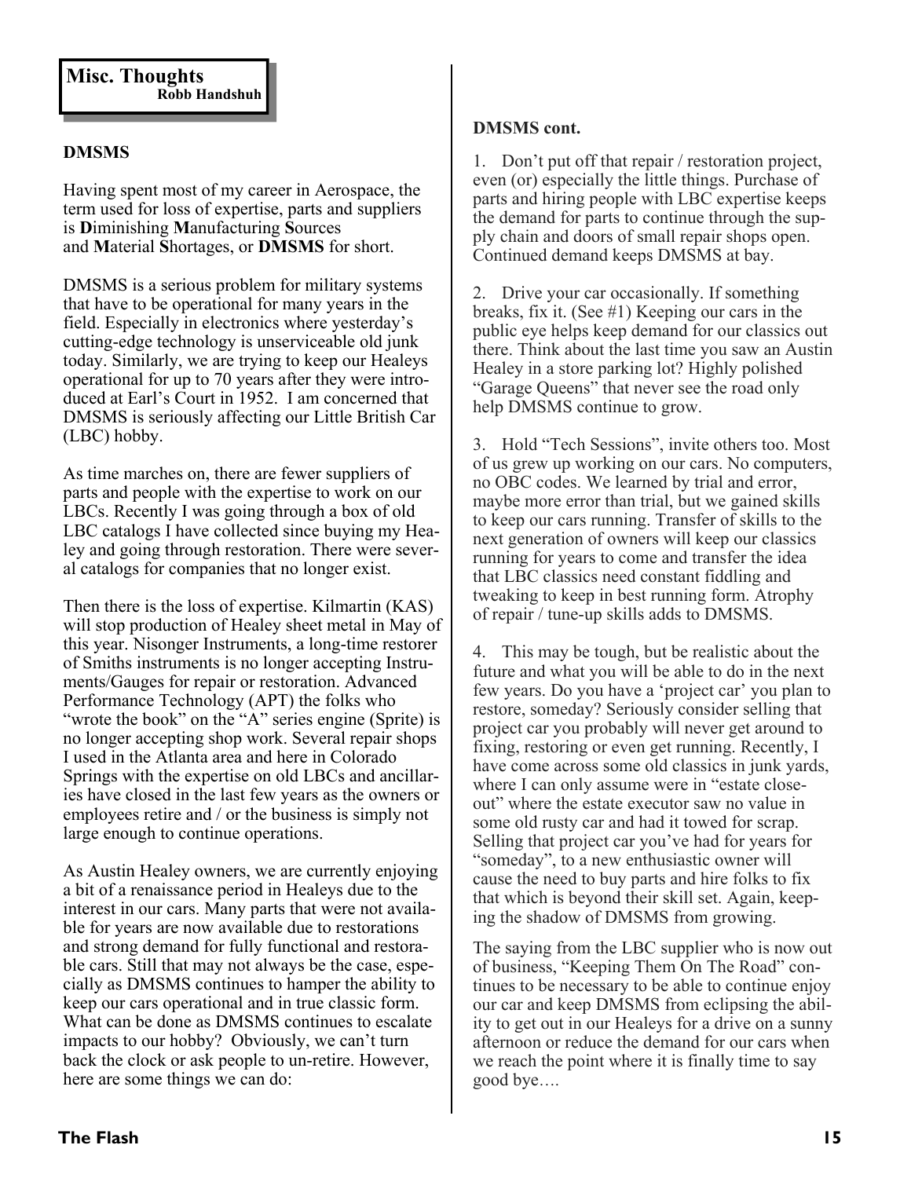## Misc. Thoughts

**Robb Handshuh**

### DMSMS

Having spent most of my career in Aerospace, the term used for loss of expertise, parts and suppliers is **D**iminishing **M**anufacturing **S**ources and **M**aterial **S**hortages, or **DMSMS** for short.

DMSMS is a serious problem for military systems that have to be operational for many years in the field. Especially in electronics where yesterday's cutting-edge technology is unserviceable old junk today. Similarly, we are trying to keep our Healeys operational for up to 70 years after they were introduced at Earl's Court in 1952. I am concerned that DMSMS is seriously affecting our Little British Car (LBC) hobby.

As time marches on, there are fewer suppliers of parts and people with the expertise to work on our LBCs. Recently I was going through a box of old LBC catalogs I have collected since buying my Healey and going through restoration. There were several catalogs for companies that no longer exist.

Then there is the loss of expertise. Kilmartin (KAS) will stop production of Healey sheet metal in May of this year. Nisonger Instruments, a long-time restorer of Smiths instruments is no longer accepting Instruments/Gauges for repair or restoration. Advanced Performance Technology (APT) the folks who "wrote the book" on the "A" series engine (Sprite) is no longer accepting shop work. Several repair shops I used in the Atlanta area and here in Colorado Springs with the expertise on old LBCs and ancillaries have closed in the last few years as the owners or employees retire and / or the business is simply not large enough to continue operations.

As Austin Healey owners, we are currently enjoying a bit of a renaissance period in Healeys due to the interest in our cars. Many parts that were not available for years are now available due to restorations and strong demand for fully functional and restorable cars. Still that may not always be the case, especially as DMSMS continues to hamper the ability to keep our cars operational and in true classic form. What can be done as DMSMS continues to escalate impacts to our hobby? Obviously, we can't turn back the clock or ask people to un-retire. However, here are some things we can do:

**DMSMS cont.**

1. Don't put off that repair / restoration project, even (or) especially the little things. Purchase of parts and hiring people with LBC expertise keeps the demand for parts to continue through the supply chain and doors of small repair shops open. Continued demand keeps DMSMS at bay.

2. Drive your car occasionally. If something breaks, fix it. (See #1) Keeping our cars in the public eye helps keep demand for our classics out there. Think about the last time you saw an Austin Healey in a store parking lot? Highly polished "Garage Queens" that never see the road only help DMSMS continue to grow.

3. Hold "Tech Sessions", invite others too. Most of us grew up working on our cars. No computers, no OBC codes. We learned by trial and error, maybe more error than trial, but we gained skills to keep our cars running. Transfer of skills to the next generation of owners will keep our classics running for years to come and transfer the idea that LBC classics need constant fiddling and tweaking to keep in best running form. Atrophy of repair / tune-up skills adds to DMSMS.

4. This may be tough, but be realistic about the future and what you will be able to do in the next few years. Do you have a 'project car' you plan to restore, someday? Seriously consider selling that project car you probably will never get around to fixing, restoring or even get running. Recently, I have come across some old classics in junk yards, where I can only assume were in "estate close-out" where the estate executor saw no value in some old rusty car and had it towed for scrap. Selling that project car you've had for years for "someday", to a new enthusiastic owner will cause the need to buy parts and hire folks to fix that which is beyond their skill set. Again, keeping the shadow of DMSMS from growing.

The saying from the LBC supplier who is now out of business, "Keeping Them On The Road" continues to be necessary to be able to continue enjoy our car and keep DMSMS from eclipsing the ability to get out in our Healeys for a drive on a sunny afternoon or reduce the demand for our cars when we reach the point where it is finally time to say good bye….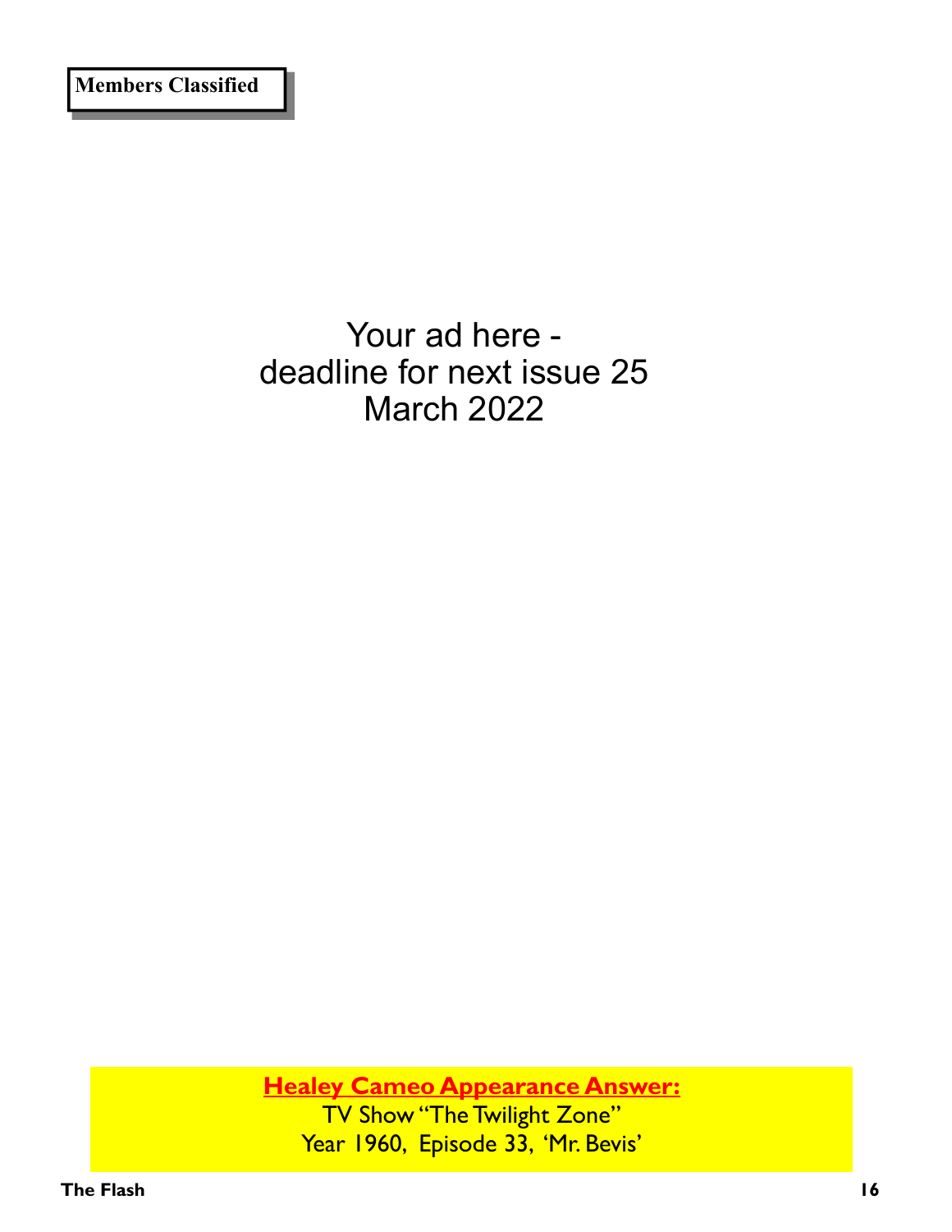## Members Classified

Your ad here -
deadline for next issue 25
March 2022

**Healey Cameo Appearance Answer:**

TV Show "The Twilight Zone"
Year 1960, Episode 33, 'Mr. Bevis'